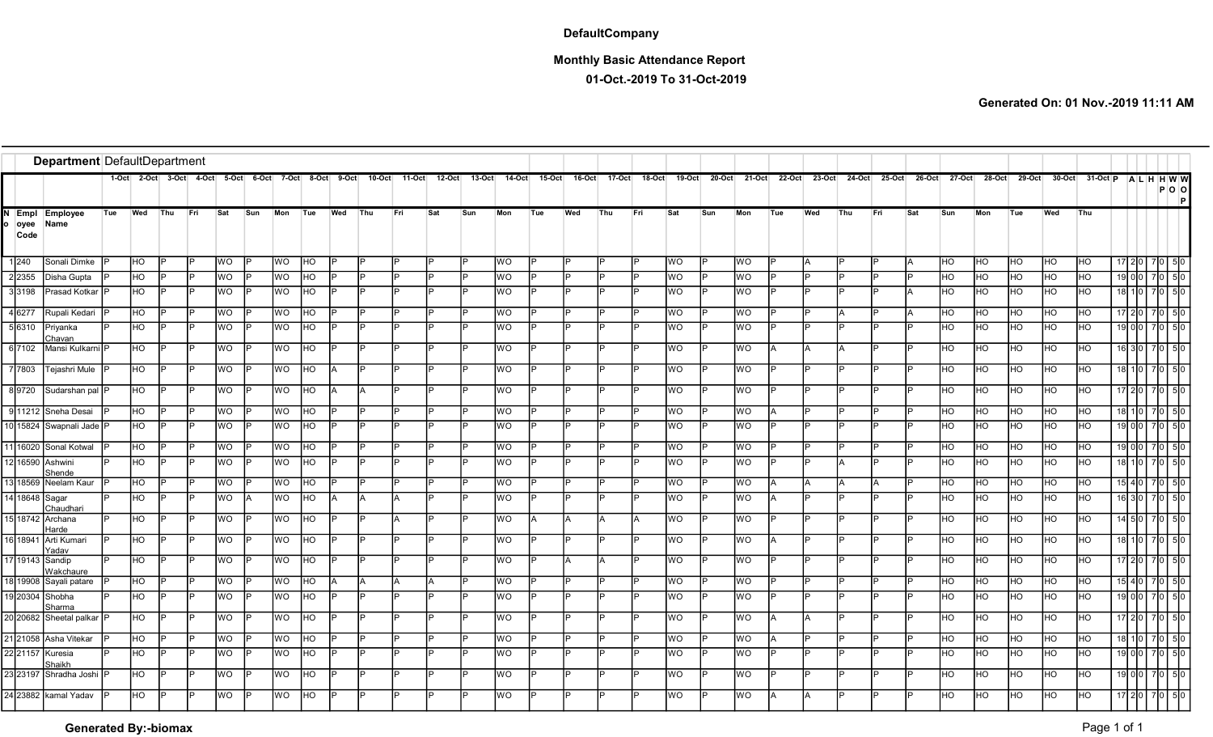# DefaultCompany

## Monthly Basic Attendance Report

**01-Oct.-2019 To 31-Oct-2019**

**Generated On: 01 Nov.-2019 11:11 AM**

**Department** DefaultDepartment

| No | Employee Code | Employee Name | 1-Oct | 2-Oct | 3-Oct | 4-Oct | 5-Oct | 6-Oct | 7-Oct | 8-Oct | 9-Oct | 10-Oct | 11-Oct | 12-Oct | 13-Oct | 14-Oct | 15-Oct | 16-Oct | 17-Oct | 18-Oct | 19-Oct | 20-Oct | 21-Oct | 22-Oct | 23-Oct | 24-Oct | 25-Oct | 26-Oct | 27-Oct | 28-Oct | 29-Oct | 30-Oct | 31-Oct | P | A | L | HP | HO | WO | WOP |
|---|---|---|---|---|---|---|---|---|---|---|---|---|---|---|---|---|---|---|---|---|---|---|---|---|---|---|---|---|---|---|---|---|---|---|---|---|---|---|---|---|
| | | | Tue | Wed | Thu | Fri | Sat | Sun | Mon | Tue | Wed | Thu | Fri | Sat | Sun | Mon | Tue | Wed | Thu | Fri | Sat | Sun | Mon | Tue | Wed | Thu | Fri | Sat | Sun | Mon | Tue | Wed | Thu | | | | | | | |
| 1 | 240 | Sonali Dimke | P | HO | P | P | WO | P | WO | HO | P | P | P | P | P | WO | P | P | P | P | WO | P | WO | P | A | P | P | A | HO | HO | HO | HO | HO | 17 | 2 | 0 | 7 | 0 | 5 | 0 |
| 2 | 2355 | Disha Gupta | P | HO | P | P | WO | P | WO | HO | P | P | P | P | P | WO | P | P | P | P | WO | P | WO | P | P | P | P | P | HO | HO | HO | HO | HO | 19 | 0 | 0 | 7 | 0 | 5 | 0 |
| 3 | 3198 | Prasad Kotkar | P | HO | P | P | WO | P | WO | HO | P | P | P | P | P | WO | P | P | P | P | WO | P | WO | P | P | P | P | A | HO | HO | HO | HO | HO | 18 | 1 | 0 | 7 | 0 | 5 | 0 |
| 4 | 6277 | Rupali Kedari | P | HO | P | P | WO | P | WO | HO | P | P | P | P | P | WO | P | P | P | P | WO | P | WO | P | P | A | P | A | HO | HO | HO | HO | HO | 17 | 2 | 0 | 7 | 0 | 5 | 0 |
| 5 | 6310 | Priyanka Chavan | P | HO | P | P | WO | P | WO | HO | P | P | P | P | P | WO | P | P | P | P | WO | P | WO | P | P | P | P | P | HO | HO | HO | HO | HO | 19 | 0 | 0 | 7 | 0 | 5 | 0 |
| 6 | 7102 | Mansi Kulkarni | P | HO | P | P | WO | P | WO | HO | P | P | P | P | P | WO | P | P | P | P | WO | P | WO | A | A | A | P | P | HO | HO | HO | HO | HO | 16 | 3 | 0 | 7 | 0 | 5 | 0 |
| 7 | 7803 | Tejashri Mule | P | HO | P | P | WO | P | WO | HO | A | P | P | P | P | WO | P | P | P | P | WO | P | WO | P | P | P | P | P | HO | HO | HO | HO | HO | 18 | 1 | 0 | 7 | 0 | 5 | 0 |
| 8 | 9720 | Sudarshan pal | P | HO | P | P | WO | P | WO | HO | A | A | P | P | P | WO | P | P | P | P | WO | P | WO | P | P | P | P | P | HO | HO | HO | HO | HO | 17 | 2 | 0 | 7 | 0 | 5 | 0 |
| 9 | 11212 | Sneha Desai | P | HO | P | P | WO | P | WO | HO | P | P | P | P | P | WO | P | P | P | P | WO | P | WO | A | P | P | P | P | HO | HO | HO | HO | HO | 18 | 1 | 0 | 7 | 0 | 5 | 0 |
| 10 | 15824 | Swapnali Jade | P | HO | P | P | WO | P | WO | HO | P | P | P | P | P | WO | P | P | P | P | WO | P | WO | P | P | P | P | P | HO | HO | HO | HO | HO | 19 | 0 | 0 | 7 | 0 | 5 | 0 |
| 11 | 16020 | Sonal Kotwal | P | HO | P | P | WO | P | WO | HO | P | P | P | P | P | WO | P | P | P | P | WO | P | WO | P | P | P | P | P | HO | HO | HO | HO | HO | 19 | 0 | 0 | 7 | 0 | 5 | 0 |
| 12 | 16590 | Ashwini Shende | P | HO | P | P | WO | P | WO | HO | P | P | P | P | P | WO | P | P | P | P | WO | P | WO | P | P | A | P | P | HO | HO | HO | HO | HO | 18 | 1 | 0 | 7 | 0 | 5 | 0 |
| 13 | 18569 | Neelam Kaur | P | HO | P | P | WO | P | WO | HO | P | P | P | P | P | WO | P | P | P | P | WO | P | WO | A | A | A | A | P | HO | HO | HO | HO | HO | 15 | 4 | 0 | 7 | 0 | 5 | 0 |
| 14 | 18648 | Sagar Chaudhari | P | HO | P | P | WO | A | WO | HO | A | A | A | P | P | WO | P | P | P | P | WO | P | WO | A | P | P | P | P | HO | HO | HO | HO | HO | 16 | 3 | 0 | 7 | 0 | 5 | 0 |
| 15 | 18742 | Archana Harde | P | HO | P | P | WO | P | WO | HO | P | P | A | P | P | WO | A | A | A | A | WO | P | WO | P | P | P | P | P | HO | HO | HO | HO | HO | 14 | 5 | 0 | 7 | 0 | 5 | 0 |
| 16 | 18941 | Arti Kumari Yadav | P | HO | P | P | WO | P | WO | HO | P | P | P | P | P | WO | P | P | P | P | WO | P | WO | A | P | P | P | P | HO | HO | HO | HO | HO | 18 | 1 | 0 | 7 | 0 | 5 | 0 |
| 17 | 19143 | Sandip Wakchaure | P | HO | P | P | WO | P | WO | HO | P | P | P | P | P | WO | P | A | A | P | WO | P | WO | P | P | P | P | P | HO | HO | HO | HO | HO | 17 | 2 | 0 | 7 | 0 | 5 | 0 |
| 18 | 19908 | Sayali patare | P | HO | P | P | WO | P | WO | HO | A | A | A | A | P | WO | P | P | P | P | WO | P | WO | P | P | P | P | P | HO | HO | HO | HO | HO | 15 | 4 | 0 | 7 | 0 | 5 | 0 |
| 19 | 20304 | Shobha Sharma | P | HO | P | P | WO | P | WO | HO | P | P | P | P | P | WO | P | P | P | P | WO | P | WO | P | P | P | P | P | HO | HO | HO | HO | HO | 19 | 0 | 0 | 7 | 0 | 5 | 0 |
| 20 | 20682 | Sheetal palkar | P | HO | P | P | WO | P | WO | HO | P | P | P | P | P | WO | P | P | P | P | WO | P | WO | A | A | P | P | P | HO | HO | HO | HO | HO | 17 | 2 | 0 | 7 | 0 | 5 | 0 |
| 21 | 21058 | Asha Vitekar | P | HO | P | P | WO | P | WO | HO | P | P | P | P | P | WO | P | P | P | P | WO | P | WO | A | P | P | P | P | HO | HO | HO | HO | HO | 18 | 1 | 0 | 7 | 0 | 5 | 0 |
| 22 | 21157 | Kuresia Shaikh | P | HO | P | P | WO | P | WO | HO | P | P | P | P | P | WO | P | P | P | P | WO | P | WO | P | P | P | P | P | HO | HO | HO | HO | HO | 19 | 0 | 0 | 7 | 0 | 5 | 0 |
| 23 | 23197 | Shradha Joshi | P | HO | P | P | WO | P | WO | HO | P | P | P | P | P | WO | P | P | P | P | WO | P | WO | P | P | P | P | P | HO | HO | HO | HO | HO | 19 | 0 | 0 | 7 | 0 | 5 | 0 |
| 24 | 23882 | kamal Yadav | P | HO | P | P | WO | P | WO | HO | P | P | P | P | P | WO | P | P | P | P | WO | P | WO | A | A | P | P | P | HO | HO | HO | HO | HO | 17 | 2 | 0 | 7 | 0 | 5 | 0 |

**Generated By:-biomax**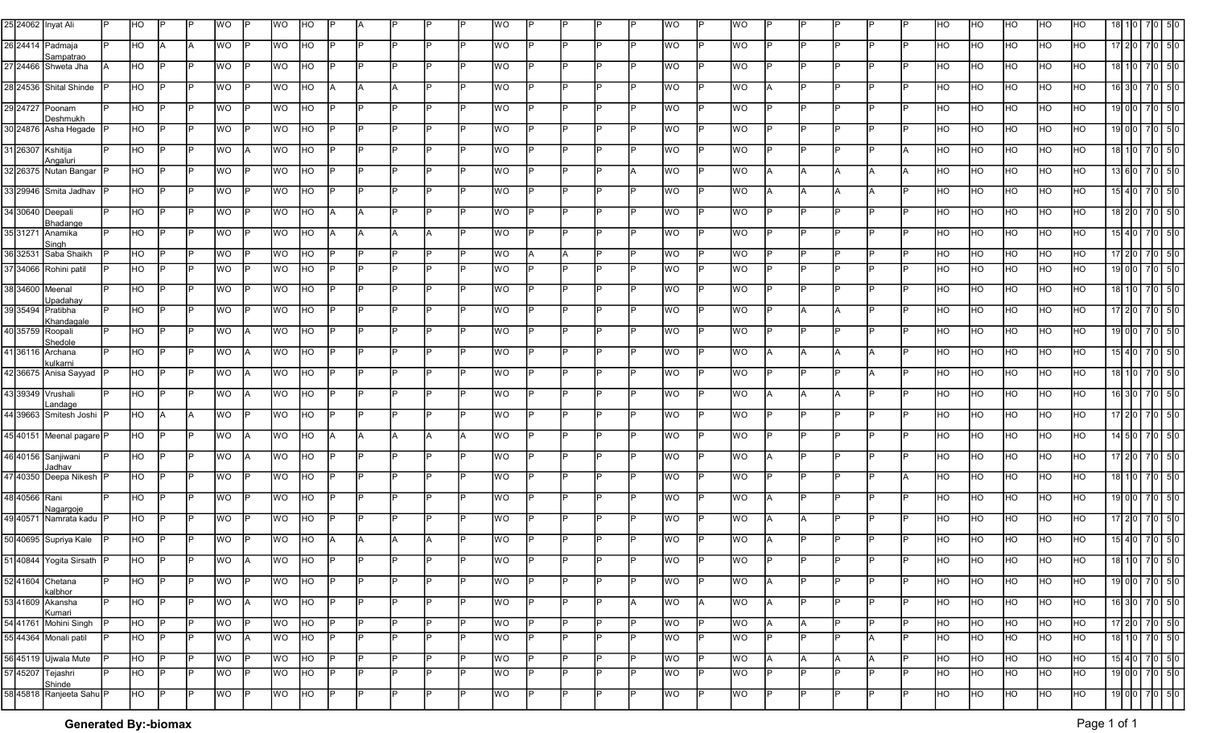| | | | | | | | | | | | | | | | | | | | | | | | | | | | | | | | | | | | | | | | | |
|---|---|---|---|---|---|---|---|---|---|---|---|---|---|---|---|---|---|---|---|---|---|---|---|---|---|---|---|---|---|---|---|---|---|---|---|---|---|---|---|---|
| 25 | 24062 | Inyat Ali | P | HO | P | P | WO | P | WO | HO | P | A | P | P | P | WO | P | P | P | P | WO | P | WO | P | P | P | P | P | HO | HO | HO | HO | HO | 18 | 1 | 0 | 7 | 0 | 5 | 0 |
| 26 | 24414 | Padmaja Sampatrao | P | HO | A | A | WO | P | WO | HO | P | P | P | P | P | WO | P | P | P | P | WO | P | WO | P | P | P | P | P | HO | HO | HO | HO | HO | 17 | 2 | 0 | 7 | 0 | 5 | 0 |
| 27 | 24466 | Shweta Jha | A | HO | P | P | WO | P | WO | HO | P | P | P | P | P | WO | P | P | P | P | WO | P | WO | P | P | P | P | P | HO | HO | HO | HO | HO | 18 | 1 | 0 | 7 | 0 | 5 | 0 |
| 28 | 24536 | Shital Shinde | P | HO | P | P | WO | P | WO | HO | A | A | A | P | P | WO | P | P | P | P | WO | P | WO | A | P | P | P | P | HO | HO | HO | HO | HO | 16 | 3 | 0 | 7 | 0 | 5 | 0 |
| 29 | 24727 | Poonam Deshmukh | P | HO | P | P | WO | P | WO | HO | P | P | P | P | P | WO | P | P | P | P | WO | P | WO | P | P | P | P | P | HO | HO | HO | HO | HO | 19 | 0 | 0 | 7 | 0 | 5 | 0 |
| 30 | 24876 | Asha Hegade | P | HO | P | P | WO | P | WO | HO | P | P | P | P | P | WO | P | P | P | P | WO | P | WO | P | P | P | P | P | HO | HO | HO | HO | HO | 19 | 0 | 0 | 7 | 0 | 5 | 0 |
| 31 | 26307 | Kshitija Angaluri | P | HO | P | P | WO | A | WO | HO | P | P | P | P | P | WO | P | P | P | P | WO | P | WO | P | P | P | P | A | HO | HO | HO | HO | HO | 18 | 1 | 0 | 7 | 0 | 5 | 0 |
| 32 | 26375 | Nutan Bangar | P | HO | P | P | WO | P | WO | HO | P | P | P | P | P | WO | P | P | P | A | WO | P | WO | A | A | A | A | A | HO | HO | HO | HO | HO | 13 | 6 | 0 | 7 | 0 | 5 | 0 |
| 33 | 29946 | Smita Jadhav | P | HO | P | P | WO | P | WO | HO | P | P | P | P | P | WO | P | P | P | P | WO | P | WO | A | A | A | A | P | HO | HO | HO | HO | HO | 15 | 4 | 0 | 7 | 0 | 5 | 0 |
| 34 | 30640 | Deepali Bhadange | P | HO | P | P | WO | P | WO | HO | A | A | P | P | P | WO | P | P | P | P | WO | P | WO | P | P | P | P | P | HO | HO | HO | HO | HO | 18 | 2 | 0 | 7 | 0 | 5 | 0 |
| 35 | 31271 | Anamika Singh | P | HO | P | P | WO | P | WO | HO | A | A | A | A | P | WO | P | P | P | P | WO | P | WO | P | P | P | P | P | HO | HO | HO | HO | HO | 15 | 4 | 0 | 7 | 0 | 5 | 0 |
| 36 | 32531 | Saba Shaikh | P | HO | P | P | WO | P | WO | HO | P | P | P | P | P | WO | A | A | P | P | WO | P | WO | P | P | P | P | P | HO | HO | HO | HO | HO | 17 | 2 | 0 | 7 | 0 | 5 | 0 |
| 37 | 34066 | Rohini patil | P | HO | P | P | WO | P | WO | HO | P | P | P | P | P | WO | P | P | P | P | WO | P | WO | P | P | P | P | P | HO | HO | HO | HO | HO | 19 | 0 | 0 | 7 | 0 | 5 | 0 |
| 38 | 34600 | Meenal Upadahay | P | HO | P | P | WO | P | WO | HO | P | P | P | P | P | WO | P | P | P | P | WO | P | WO | P | P | P | P | P | HO | HO | HO | HO | HO | 18 | 1 | 0 | 7 | 0 | 5 | 0 |
| 39 | 35494 | Pratibha Khandagale | P | HO | P | P | WO | P | WO | HO | P | P | P | P | P | WO | P | P | P | P | WO | P | WO | P | A | A | P | P | HO | HO | HO | HO | HO | 17 | 2 | 0 | 7 | 0 | 5 | 0 |
| 40 | 35759 | Roopali Shedole | P | HO | P | P | WO | A | WO | HO | P | P | P | P | P | WO | P | P | P | P | WO | P | WO | P | P | P | P | P | HO | HO | HO | HO | HO | 19 | 0 | 0 | 7 | 0 | 5 | 0 |
| 41 | 36116 | Archana kulkarni | P | HO | P | P | WO | A | WO | HO | P | P | P | P | P | WO | P | P | P | P | WO | P | WO | A | A | A | A | P | HO | HO | HO | HO | HO | 15 | 4 | 0 | 7 | 0 | 5 | 0 |
| 42 | 36675 | Anisa Sayyad | P | HO | P | P | WO | A | WO | HO | P | P | P | P | P | WO | P | P | P | P | WO | P | WO | P | P | P | A | P | HO | HO | HO | HO | HO | 18 | 1 | 0 | 7 | 0 | 5 | 0 |
| 43 | 39349 | Vrushali Landage | P | HO | P | P | WO | A | WO | HO | P | P | P | P | P | WO | P | P | P | P | WO | P | WO | A | A | A | P | P | HO | HO | HO | HO | HO | 16 | 3 | 0 | 7 | 0 | 5 | 0 |
| 44 | 39663 | Smitesh Joshi | P | HO | A | A | WO | P | WO | HO | P | P | P | P | P | WO | P | P | P | P | WO | P | WO | P | P | P | P | P | HO | HO | HO | HO | HO | 17 | 2 | 0 | 7 | 0 | 5 | 0 |
| 45 | 40151 | Meenal pagare | P | HO | P | P | WO | A | WO | HO | A | A | A | A | A | WO | P | P | P | P | WO | P | WO | P | P | P | P | P | HO | HO | HO | HO | HO | 14 | 5 | 0 | 7 | 0 | 5 | 0 |
| 46 | 40156 | Sanjiwani Jadhav | P | HO | P | P | WO | A | WO | HO | P | P | P | P | P | WO | P | P | P | P | WO | P | WO | A | P | P | P | P | HO | HO | HO | HO | HO | 17 | 2 | 0 | 7 | 0 | 5 | 0 |
| 47 | 40350 | Deepa Nikesh | P | HO | P | P | WO | P | WO | HO | P | P | P | P | P | WO | P | P | P | P | WO | P | WO | P | P | P | P | A | HO | HO | HO | HO | HO | 18 | 1 | 0 | 7 | 0 | 5 | 0 |
| 48 | 40566 | Rani Nagargoje | P | HO | P | P | WO | P | WO | HO | P | P | P | P | P | WO | P | P | P | P | WO | P | WO | A | P | P | P | P | HO | HO | HO | HO | HO | 19 | 0 | 0 | 7 | 0 | 5 | 0 |
| 49 | 40571 | Namrata kadu | P | HO | P | P | WO | P | WO | HO | P | P | P | P | P | WO | P | P | P | P | WO | P | WO | A | A | P | P | P | HO | HO | HO | HO | HO | 17 | 2 | 0 | 7 | 0 | 5 | 0 |
| 50 | 40695 | Supriya Kale | P | HO | P | P | WO | P | WO | HO | A | A | A | A | P | WO | P | P | P | P | WO | P | WO | A | P | P | P | P | HO | HO | HO | HO | HO | 15 | 4 | 0 | 7 | 0 | 5 | 0 |
| 51 | 40844 | Yogita Sirsath | P | HO | P | P | WO | A | WO | HO | P | P | P | P | P | WO | P | P | P | P | WO | P | WO | P | P | P | P | P | HO | HO | HO | HO | HO | 18 | 1 | 0 | 7 | 0 | 5 | 0 |
| 52 | 41604 | Chetana kalbhor | P | HO | P | P | WO | P | WO | HO | P | P | P | P | P | WO | P | P | P | P | WO | P | WO | A | P | P | P | P | HO | HO | HO | HO | HO | 19 | 0 | 0 | 7 | 0 | 5 | 0 |
| 53 | 41609 | Akansha Kumari | P | HO | P | P | WO | A | WO | HO | P | P | P | P | P | WO | P | P | P | A | WO | A | WO | A | P | P | P | P | HO | HO | HO | HO | HO | 16 | 3 | 0 | 7 | 0 | 5 | 0 |
| 54 | 41761 | Mohini Singh | P | HO | P | P | WO | P | WO | HO | P | P | P | P | P | WO | P | P | P | P | WO | P | WO | A | A | P | P | P | HO | HO | HO | HO | HO | 17 | 2 | 0 | 7 | 0 | 5 | 0 |
| 55 | 44364 | Monali patil | P | HO | P | P | WO | A | WO | HO | P | P | P | P | P | WO | P | P | P | P | WO | P | WO | P | P | P | A | P | HO | HO | HO | HO | HO | 18 | 1 | 0 | 7 | 0 | 5 | 0 |
| 56 | 45119 | Ujwala Mute | P | HO | P | P | WO | P | WO | HO | P | P | P | P | P | WO | P | P | P | P | WO | P | WO | A | A | A | A | P | HO | HO | HO | HO | HO | 15 | 4 | 0 | 7 | 0 | 5 | 0 |
| 57 | 45207 | Tejashri Shinde | P | HO | P | P | WO | P | WO | HO | P | P | P | P | P | WO | P | P | P | P | WO | P | WO | P | P | P | P | P | HO | HO | HO | HO | HO | 19 | 0 | 0 | 7 | 0 | 5 | 0 |
| 58 | 45818 | Ranjeeta Sahu | P | HO | P | P | WO | P | WO | HO | P | P | P | P | P | WO | P | P | P | P | WO | P | WO | P | P | P | P | P | HO | HO | HO | HO | HO | 19 | 0 | 0 | 7 | 0 | 5 | 0 |

**Generated By:-biomax**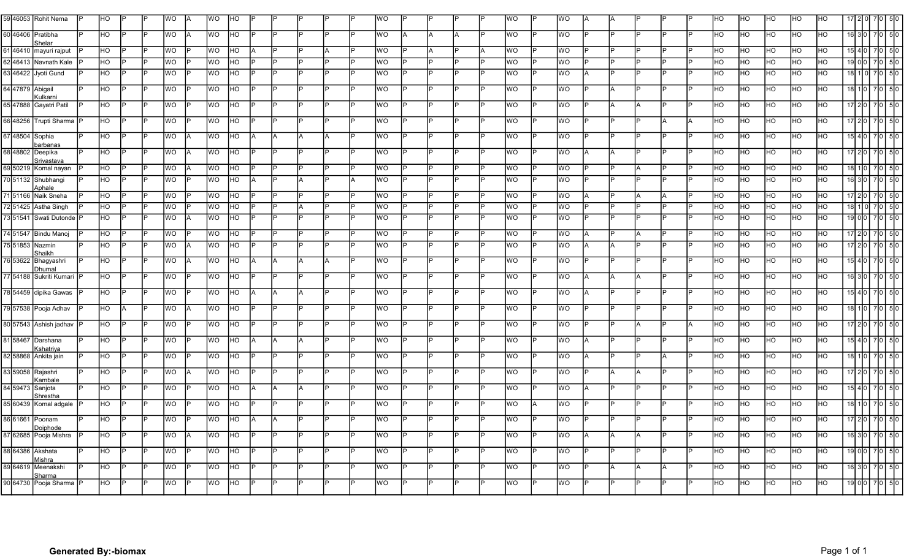| | | | | | | | | | | | | | | | | | | | | | | | | | | | | | | | | | | | | | | | | |
|---|---|---|---|---|---|---|---|---|---|---|---|---|---|---|---|---|---|---|---|---|---|---|---|---|---|---|---|---|---|---|---|---|---|---|---|---|---|---|---|---|
| 59 | 46053 | Rohit Nema | P | HO | P | P | WO | A | WO | HO | P | P | P | P | P | WO | P | P | P | P | WO | P | WO | A | A | P | P | P | HO | HO | HO | HO | HO | 17 | 2 | 0 | 7 | 0 | 5 | 0 |
| 60 | 46406 | Pratibha Shelar | P | HO | P | P | WO | A | WO | HO | P | P | P | P | P | WO | A | A | A | P | WO | P | WO | P | P | P | P | P | HO | HO | HO | HO | HO | 16 | 3 | 0 | 7 | 0 | 5 | 0 |
| 61 | 46410 | mayuri rajput | P | HO | P | P | WO | P | WO | HO | A | P | P | A | P | WO | P | A | P | A | WO | P | WO | P | P | P | P | P | HO | HO | HO | HO | HO | 15 | 4 | 0 | 7 | 0 | 5 | 0 |
| 62 | 46413 | Navnath Kale | P | HO | P | P | WO | P | WO | HO | P | P | P | P | P | WO | P | P | P | P | WO | P | WO | P | P | P | P | P | HO | HO | HO | HO | HO | 19 | 0 | 0 | 7 | 0 | 5 | 0 |
| 63 | 46422 | Jyoti Gund | P | HO | P | P | WO | P | WO | HO | P | P | P | P | P | WO | P | P | P | P | WO | P | WO | A | P | P | P | P | HO | HO | HO | HO | HO | 18 | 1 | 0 | 7 | 0 | 5 | 0 |
| 64 | 47879 | Abigail Kulkarni | P | HO | P | P | WO | P | WO | HO | P | P | P | P | P | WO | P | P | P | P | WO | P | WO | P | A | P | P | P | HO | HO | HO | HO | HO | 18 | 1 | 0 | 7 | 0 | 5 | 0 |
| 65 | 47888 | Gayatri Patil | P | HO | P | P | WO | P | WO | HO | P | P | P | P | P | WO | P | P | P | P | WO | P | WO | P | A | A | P | P | HO | HO | HO | HO | HO | 17 | 2 | 0 | 7 | 0 | 5 | 0 |
| 66 | 48256 | Trupti Sharma | P | HO | P | P | WO | P | WO | HO | P | P | P | P | P | WO | P | P | P | P | WO | P | WO | P | P | P | A | A | HO | HO | HO | HO | HO | 17 | 2 | 0 | 7 | 0 | 5 | 0 |
| 67 | 48504 | Sophia barbanas | P | HO | P | P | WO | A | WO | HO | A | A | A | A | P | WO | P | P | P | P | WO | P | WO | P | P | P | P | P | HO | HO | HO | HO | HO | 15 | 4 | 0 | 7 | 0 | 5 | 0 |
| 68 | 48802 | Deepika Srivastava | P | HO | P | P | WO | A | WO | HO | P | P | P | P | P | WO | P | P | P | P | WO | P | WO | A | A | P | P | P | HO | HO | HO | HO | HO | 17 | 2 | 0 | 7 | 0 | 5 | 0 |
| 69 | 50219 | Komal nayan | P | HO | P | P | WO | A | WO | HO | P | P | P | P | P | WO | P | P | P | P | WO | P | WO | P | P | A | P | P | HO | HO | HO | HO | HO | 18 | 1 | 0 | 7 | 0 | 5 | 0 |
| 70 | 51132 | Shubhangi Aphale | P | HO | P | P | WO | P | WO | HO | A | P | A | P | A | WO | P | P | P | P | WO | P | WO | P | P | P | P | P | HO | HO | HO | HO | HO | 16 | 3 | 0 | 7 | 0 | 5 | 0 |
| 71 | 51166 | Naik Sneha | P | HO | P | P | WO | P | WO | HO | P | P | P | P | P | WO | P | P | P | P | WO | P | WO | A | P | A | A | P | HO | HO | HO | HO | HO | 17 | 2 | 0 | 7 | 0 | 5 | 0 |
| 72 | 51425 | Astha Singh | P | HO | P | P | WO | P | WO | HO | P | P | A | P | P | WO | P | P | P | P | WO | P | WO | P | P | P | P | P | HO | HO | HO | HO | HO | 18 | 1 | 0 | 7 | 0 | 5 | 0 |
| 73 | 51541 | Swati Dutonde | P | HO | P | P | WO | A | WO | HO | P | P | P | P | P | WO | P | P | P | P | WO | P | WO | P | P | P | P | P | HO | HO | HO | HO | HO | 19 | 0 | 0 | 7 | 0 | 5 | 0 |
| 74 | 51547 | Bindu Manoj | P | HO | P | P | WO | P | WO | HO | P | P | P | P | P | WO | P | P | P | P | WO | P | WO | A | P | A | P | P | HO | HO | HO | HO | HO | 17 | 2 | 0 | 7 | 0 | 5 | 0 |
| 75 | 51853 | Nazmin Shaikh | P | HO | P | P | WO | A | WO | HO | P | P | P | P | P | WO | P | P | P | P | WO | P | WO | A | A | P | P | P | HO | HO | HO | HO | HO | 17 | 2 | 0 | 7 | 0 | 5 | 0 |
| 76 | 53622 | Bhagyashri Dhumal | P | HO | P | P | WO | A | WO | HO | A | A | A | A | P | WO | P | P | P | P | WO | P | WO | P | P | P | P | P | HO | HO | HO | HO | HO | 15 | 4 | 0 | 7 | 0 | 5 | 0 |
| 77 | 54188 | Sukriti Kumari | P | HO | P | P | WO | P | WO | HO | P | P | P | P | P | WO | P | P | P | P | WO | P | WO | A | A | A | P | P | HO | HO | HO | HO | HO | 16 | 3 | 0 | 7 | 0 | 5 | 0 |
| 78 | 54459 | dipika Gawas | P | HO | P | P | WO | P | WO | HO | A | A | A | P | P | WO | P | P | P | P | WO | P | WO | A | P | P | P | P | HO | HO | HO | HO | HO | 15 | 4 | 0 | 7 | 0 | 5 | 0 |
| 79 | 57538 | Pooja Adhav | P | HO | A | P | WO | A | WO | HO | P | P | P | P | P | WO | P | P | P | P | WO | P | WO | P | P | P | P | P | HO | HO | HO | HO | HO | 18 | 1 | 0 | 7 | 0 | 5 | 0 |
| 80 | 57543 | Ashish jadhav | P | HO | P | P | WO | P | WO | HO | P | P | P | P | P | WO | P | P | P | P | WO | P | WO | P | P | A | P | A | HO | HO | HO | HO | HO | 17 | 2 | 0 | 7 | 0 | 5 | 0 |
| 81 | 58467 | Darshana Kshatriya | P | HO | P | P | WO | P | WO | HO | A | A | A | P | P | WO | P | P | P | P | WO | P | WO | A | P | P | P | P | HO | HO | HO | HO | HO | 15 | 4 | 0 | 7 | 0 | 5 | 0 |
| 82 | 58868 | Ankita jain | P | HO | P | P | WO | P | WO | HO | P | P | P | P | P | WO | P | P | P | P | WO | P | WO | A | P | P | A | P | HO | HO | HO | HO | HO | 18 | 1 | 0 | 7 | 0 | 5 | 0 |
| 83 | 59058 | Rajashri Kambale | P | HO | P | P | WO | A | WO | HO | P | P | P | P | P | WO | P | P | P | P | WO | P | WO | P | A | A | P | P | HO | HO | HO | HO | HO | 17 | 2 | 0 | 7 | 0 | 5 | 0 |
| 84 | 59473 | Sanjota Shrestha | P | HO | P | P | WO | P | WO | HO | A | A | A | P | P | WO | P | P | P | P | WO | P | WO | A | P | P | P | P | HO | HO | HO | HO | HO | 15 | 4 | 0 | 7 | 0 | 5 | 0 |
| 85 | 60439 | Komal adgale | P | HO | P | P | WO | P | WO | HO | P | P | P | P | P | WO | P | P | P | P | WO | A | WO | P | P | P | P | P | HO | HO | HO | HO | HO | 18 | 1 | 0 | 7 | 0 | 5 | 0 |
| 86 | 61661 | Poonam Doiphode | P | HO | P | P | WO | P | WO | HO | A | A | P | P | P | WO | P | P | P | P | WO | P | WO | P | P | P | P | P | HO | HO | HO | HO | HO | 17 | 2 | 0 | 7 | 0 | 5 | 0 |
| 87 | 62685 | Pooja Mishra | P | HO | P | P | WO | A | WO | HO | P | P | P | P | P | WO | P | P | P | P | WO | P | WO | A | A | A | P | P | HO | HO | HO | HO | HO | 16 | 3 | 0 | 7 | 0 | 5 | 0 |
| 88 | 64386 | Akshata Mishra | P | HO | P | P | WO | P | WO | HO | P | P | P | P | P | WO | P | P | P | P | WO | P | WO | P | P | P | P | P | HO | HO | HO | HO | HO | 19 | 0 | 0 | 7 | 0 | 5 | 0 |
| 89 | 64619 | Meenakshi Sharma | P | HO | P | P | WO | P | WO | HO | P | P | P | P | P | WO | P | P | P | P | WO | P | WO | P | A | A | A | P | HO | HO | HO | HO | HO | 16 | 3 | 0 | 7 | 0 | 5 | 0 |
| 90 | 64730 | Pooja Sharma | P | HO | P | P | WO | P | WO | HO | P | P | P | P | P | WO | P | P | P | P | WO | P | WO | P | P | P | P | P | HO | HO | HO | HO | HO | 19 | 0 | 0 | 7 | 0 | 5 | 0 |

**Generated By:-biomax**